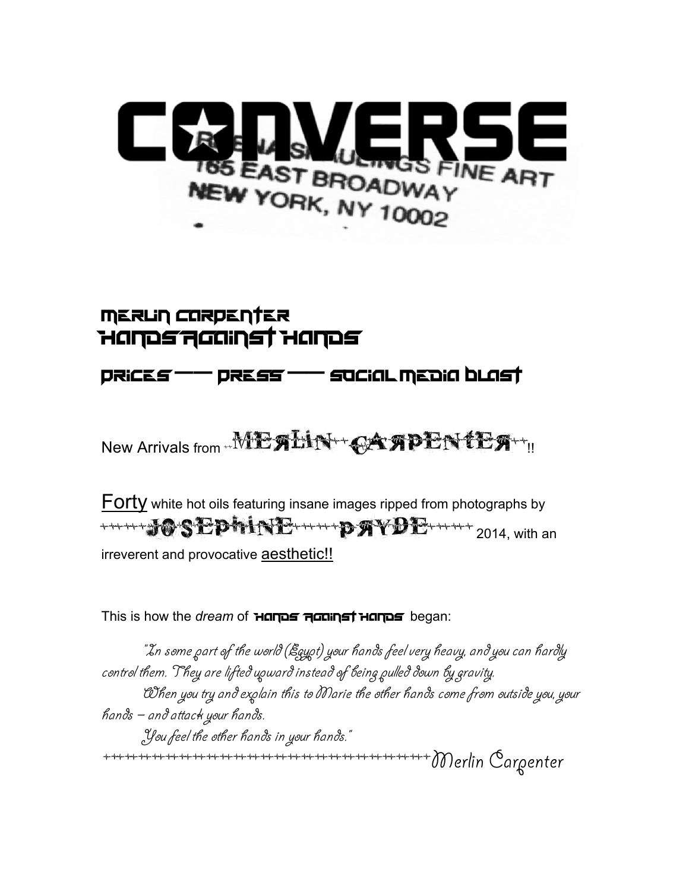# CONVERSE

REENA SPAULINGS FINE ART
165 EAST BROADWAY
NEW YORK, NY 10002

## MERLIN CARPENTER
## HANDS AGAINST HANDS

### PRICES —— PRESS —— SOCIAL MEDIA BLAST

New Arrivals from MERLIN CARPENTER!!

Forty white hot oils featuring insane images ripped from photographs by JOSEPHINE PRYDE 2014, with an irreverent and provocative aesthetic!!

This is how the *dream* of HANDS AGAINST HANDS began:

*"In some part of the world (Egypt) your hands feel very heavy, and you can hardly control them. They are lifted upward instead of being pulled down by gravity.*

*When you try and explain this to Marie the other hands come from outside you, your hands – and attack your hands.*

*You feel the other hands in your hands."*

Merlin Carpenter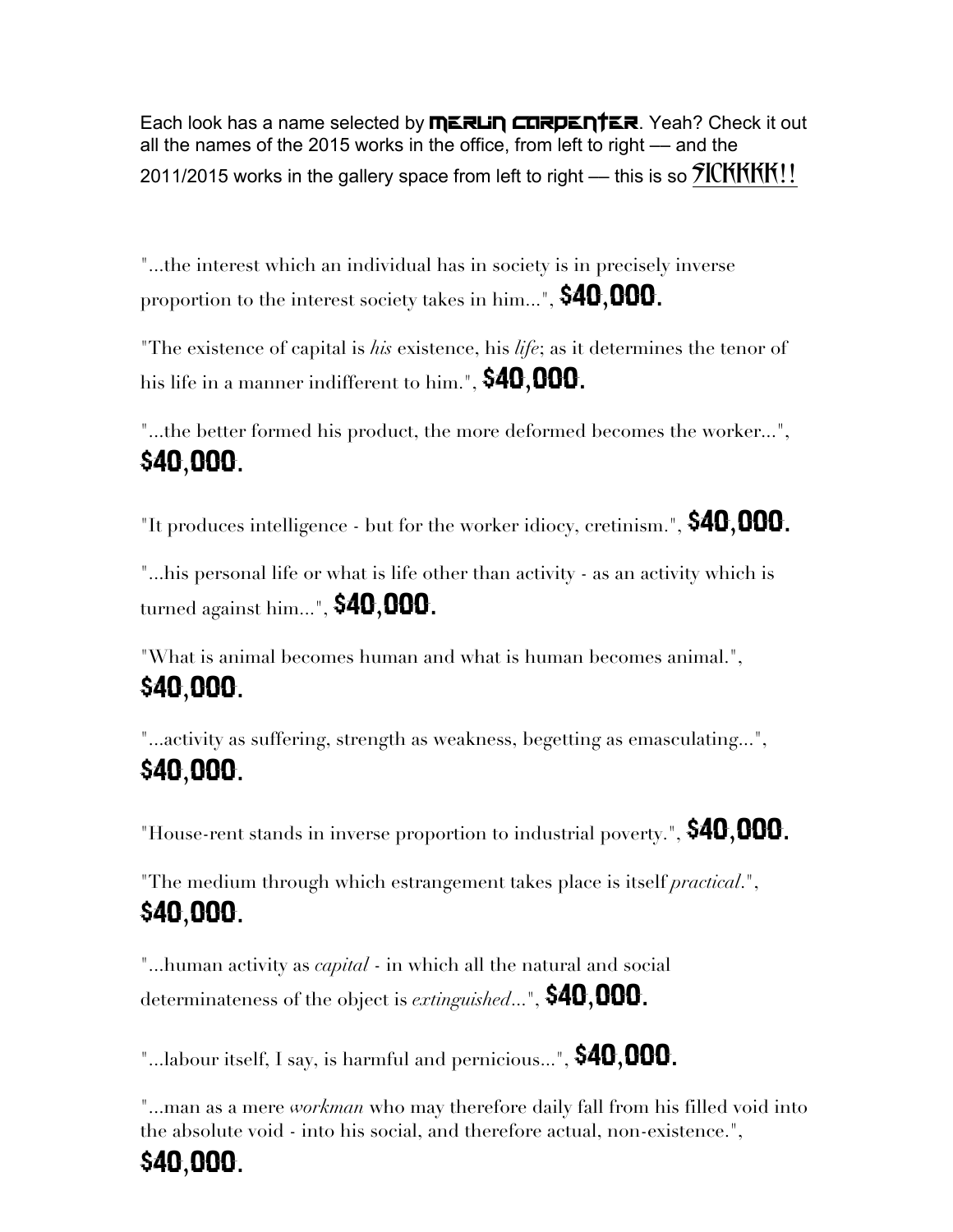Each look has a name selected by **Merlin Carpenter**. Yeah? Check it out all the names of the 2015 works in the office, from left to right — and the 2011/2015 works in the gallery space from left to right — this is so SICKKKK!!

"...the interest which an individual has in society is in precisely inverse proportion to the interest society takes in him...", **$40,000.**

"The existence of capital is *his* existence, his *life*; as it determines the tenor of his life in a manner indifferent to him.", **$40,000.**

"...the better formed his product, the more deformed becomes the worker...", **$40,000.**

"It produces intelligence - but for the worker idiocy, cretinism.", **$40,000.**

"...his personal life or what is life other than activity - as an activity which is turned against him...", **$40,000.**

"What is animal becomes human and what is human becomes animal.", **$40,000.**

"...activity as suffering, strength as weakness, begetting as emasculating...", **$40,000.**

"House-rent stands in inverse proportion to industrial poverty.", **$40,000.**

"The medium through which estrangement takes place is itself *practical*.", **$40,000.**

"...human activity as *capital* - in which all the natural and social determinateness of the object is *extinguished*...", **$40,000.**

"...labour itself, I say, is harmful and pernicious...", **$40,000.**

"...man as a mere *workman* who may therefore daily fall from his filled void into the absolute void - into his social, and therefore actual, non-existence.", **$40,000.**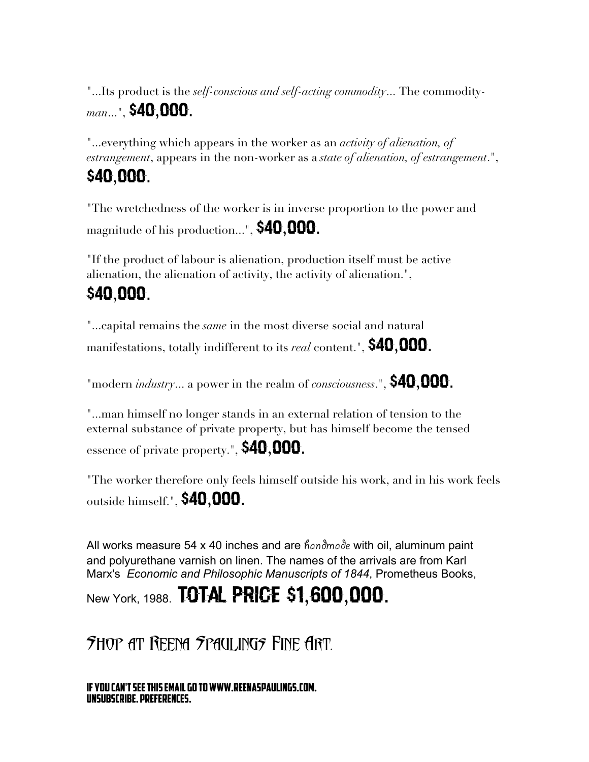"...Its product is the *self-conscious and self-acting commodity*... The commodity-*man*...", **$40,000.**

"...everything which appears in the worker as an *activity of alienation, of estrangement*, appears in the non-worker as a *state of alienation, of estrangement*.", **$40,000.**

"The wretchedness of the worker is in inverse proportion to the power and magnitude of his production...", **$40,000.**

"If the product of labour is alienation, production itself must be active alienation, the alienation of activity, the activity of alienation.", **$40,000.**

"...capital remains the *same* in the most diverse social and natural manifestations, totally indifferent to its *real* content.", **$40,000.**

"modern *industry*... a power in the realm of *consciousness*.", **$40,000.**

"...man himself no longer stands in an external relation of tension to the external substance of private property, but has himself become the tensed essence of private property.", **$40,000.**

"The worker therefore only feels himself outside his work, and in his work feels outside himself.", **$40,000.**

All works measure 54 x 40 inches and are *handmade* with oil, aluminum paint and polyurethane varnish on linen. The names of the arrivals are from Karl Marx's *Economic and Philosophic Manuscripts of 1844*, Prometheus Books, New York, 1988. **TOTAL PRICE $1,600,000.**

## Shop at Reena Spaulings Fine Art.

**IF YOU CAN'T SEE THIS EMAIL GO TO WWW.REENASPAULINGS.COM.
UNSUBSCRIBE. PREFERENCES.**